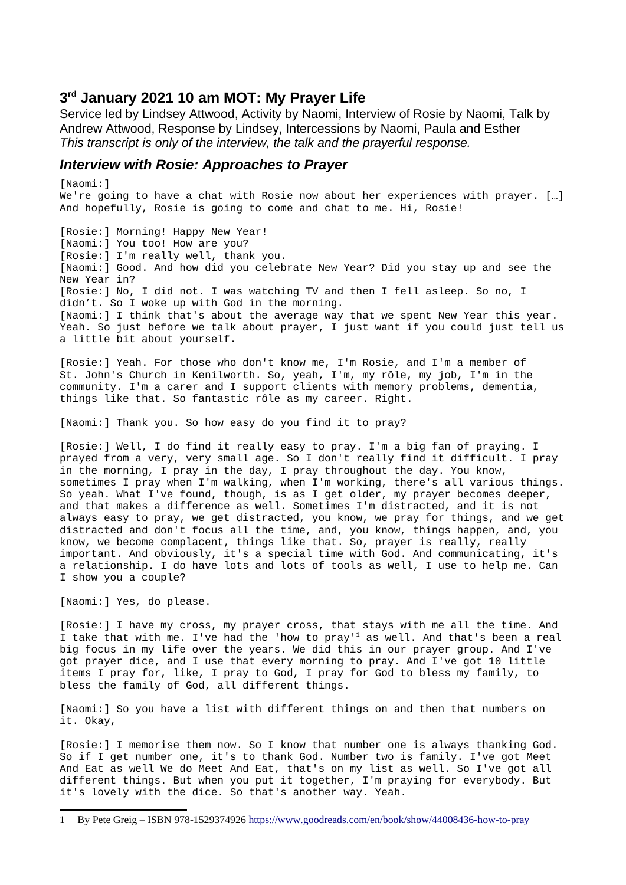## 3rd January 2021 10 am MOT: My Prayer Life

Service led by Lindsey Attwood, Activity by Naomi, Interview of Rosie by Naomi, Talk by Andrew Attwood, Response by Lindsey, Intercessions by Naomi, Paula and Esther

*This transcript is only of the interview, the talk and the prayerful response.*

### *Interview with Rosie: Approaches to Prayer*

[Naomi:]
We're going to have a chat with Rosie now about her experiences with prayer. […] And hopefully, Rosie is going to come and chat to me. Hi, Rosie!

[Rosie:] Morning! Happy New Year!
[Naomi:] You too! How are you?
[Rosie:] I'm really well, thank you.
[Naomi:] Good. And how did you celebrate New Year? Did you stay up and see the New Year in?
[Rosie:] No, I did not. I was watching TV and then I fell asleep. So no, I didn't. So I woke up with God in the morning.
[Naomi:] I think that's about the average way that we spent New Year this year. Yeah. So just before we talk about prayer, I just want if you could just tell us a little bit about yourself.

[Rosie:] Yeah. For those who don't know me, I'm Rosie, and I'm a member of St. John's Church in Kenilworth. So, yeah, I'm, my rôle, my job, I'm in the community. I'm a carer and I support clients with memory problems, dementia, things like that. So fantastic rôle as my career. Right.

[Naomi:] Thank you. So how easy do you find it to pray?

[Rosie:] Well, I do find it really easy to pray. I'm a big fan of praying. I prayed from a very, very small age. So I don't really find it difficult. I pray in the morning, I pray in the day, I pray throughout the day. You know, sometimes I pray when I'm walking, when I'm working, there's all various things. So yeah. What I've found, though, is as I get older, my prayer becomes deeper, and that makes a difference as well. Sometimes I'm distracted, and it is not always easy to pray, we get distracted, you know, we pray for things, and we get distracted and don't focus all the time, and, you know, things happen, and, you know, we become complacent, things like that. So, prayer is really, really important. And obviously, it's a special time with God. And communicating, it's a relationship. I do have lots and lots of tools as well, I use to help me. Can I show you a couple?

[Naomi:] Yes, do please.

[Rosie:] I have my cross, my prayer cross, that stays with me all the time. And I take that with me. I've had the 'how to pray'[1] as well. And that's been a real big focus in my life over the years. We did this in our prayer group. And I've got prayer dice, and I use that every morning to pray. And I've got 10 little items I pray for, like, I pray to God, I pray for God to bless my family, to bless the family of God, all different things.

[Naomi:] So you have a list with different things on and then that numbers on it. Okay,

[Rosie:] I memorise them now. So I know that number one is always thanking God. So if I get number one, it's to thank God. Number two is family. I've got Meet And Eat as well We do Meet And Eat, that's on my list as well. So I've got all different things. But when you put it together, I'm praying for everybody. But it's lovely with the dice. So that's another way. Yeah.

---

1 By Pete Greig – ISBN 978-1529374926 https://www.goodreads.com/en/book/show/44008436-how-to-pray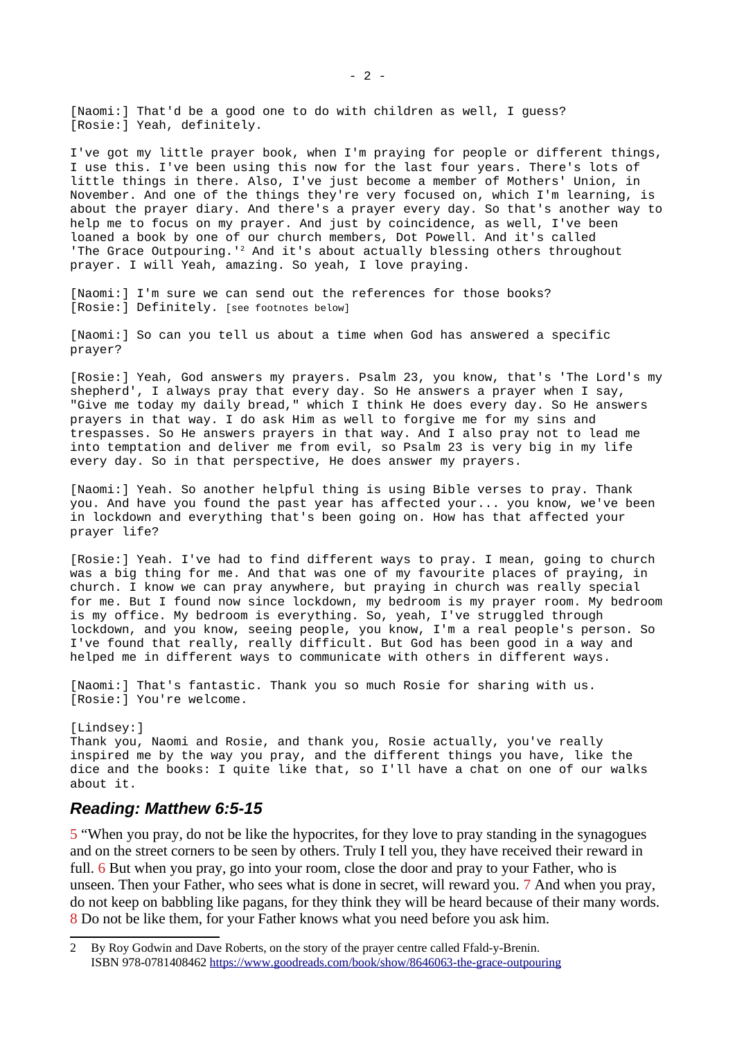[Naomi:] That'd be a good one to do with children as well, I guess?
[Rosie:] Yeah, definitely.

I've got my little prayer book, when I'm praying for people or different things, I use this. I've been using this now for the last four years. There's lots of little things in there. Also, I've just become a member of Mothers' Union, in November. And one of the things they're very focused on, which I'm learning, is about the prayer diary. And there's a prayer every day. So that's another way to help me to focus on my prayer. And just by coincidence, as well, I've been loaned a book by one of our church members, Dot Powell. And it's called 'The Grace Outpouring.'[2] And it's about actually blessing others throughout prayer. I will Yeah, amazing. So yeah, I love praying.

[Naomi:] I'm sure we can send out the references for those books?
[Rosie:] Definitely. [see footnotes below]

[Naomi:] So can you tell us about a time when God has answered a specific prayer?

[Rosie:] Yeah, God answers my prayers. Psalm 23, you know, that's 'The Lord's my shepherd', I always pray that every day. So He answers a prayer when I say, "Give me today my daily bread," which I think He does every day. So He answers prayers in that way. I do ask Him as well to forgive me for my sins and trespasses. So He answers prayers in that way. And I also pray not to lead me into temptation and deliver me from evil, so Psalm 23 is very big in my life every day. So in that perspective, He does answer my prayers.

[Naomi:] Yeah. So another helpful thing is using Bible verses to pray. Thank you. And have you found the past year has affected your... you know, we've been in lockdown and everything that's been going on. How has that affected your prayer life?

[Rosie:] Yeah. I've had to find different ways to pray. I mean, going to church was a big thing for me. And that was one of my favourite places of praying, in church. I know we can pray anywhere, but praying in church was really special for me. But I found now since lockdown, my bedroom is my prayer room. My bedroom is my office. My bedroom is everything. So, yeah, I've struggled through lockdown, and you know, seeing people, you know, I'm a real people's person. So I've found that really, really difficult. But God has been good in a way and helped me in different ways to communicate with others in different ways.

[Naomi:] That's fantastic. Thank you so much Rosie for sharing with us.
[Rosie:] You're welcome.

[Lindsey:]
Thank you, Naomi and Rosie, and thank you, Rosie actually, you've really inspired me by the way you pray, and the different things you have, like the dice and the books: I quite like that, so I'll have a chat on one of our walks about it.

## *Reading: Matthew 6:5-15*

5 "When you pray, do not be like the hypocrites, for they love to pray standing in the synagogues and on the street corners to be seen by others. Truly I tell you, they have received their reward in full. 6 But when you pray, go into your room, close the door and pray to your Father, who is unseen. Then your Father, who sees what is done in secret, will reward you. 7 And when you pray, do not keep on babbling like pagans, for they think they will be heard because of their many words. 8 Do not be like them, for your Father knows what you need before you ask him.

---

2 By Roy Godwin and Dave Roberts, on the story of the prayer centre called Ffald-y-Brenin. ISBN 978-0781408462 https://www.goodreads.com/book/show/8646063-the-grace-outpouring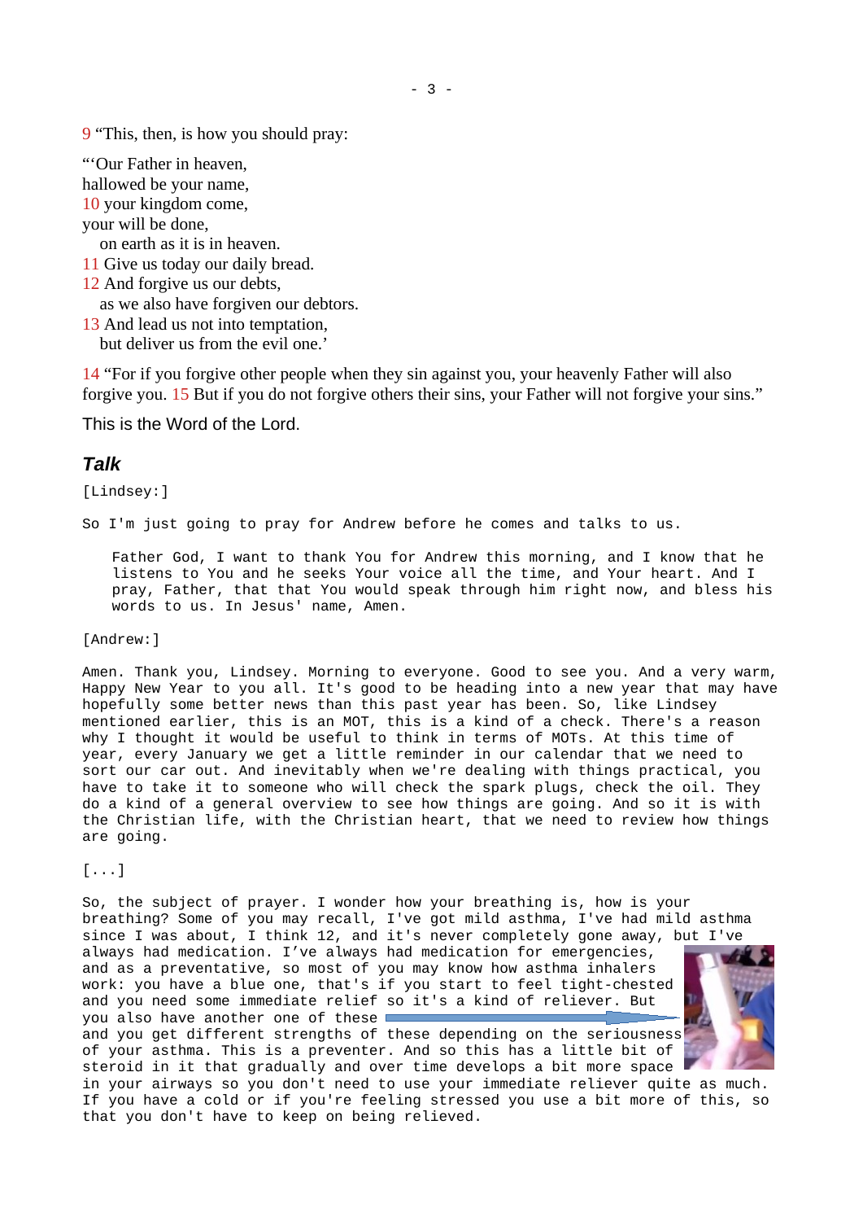9 “This, then, is how you should pray:

“‘Our Father in heaven,
hallowed be your name,
10 your kingdom come,
your will be done,
  on earth as it is in heaven.
11 Give us today our daily bread.
12 And forgive us our debts,
  as we also have forgiven our debtors.
13 And lead us not into temptation,
  but deliver us from the evil one.’

14 “For if you forgive other people when they sin against you, your heavenly Father will also forgive you. 15 But if you do not forgive others their sins, your Father will not forgive your sins.”

This is the Word of the Lord.

## *Talk*

[Lindsey:]

So I'm just going to pray for Andrew before he comes and talks to us.

> Father God, I want to thank You for Andrew this morning, and I know that he listens to You and he seeks Your voice all the time, and Your heart. And I pray, Father, that that You would speak through him right now, and bless his words to us. In Jesus' name, Amen.

[Andrew:]

Amen. Thank you, Lindsey. Morning to everyone. Good to see you. And a very warm, Happy New Year to you all. It's good to be heading into a new year that may have hopefully some better news than this past year has been. So, like Lindsey mentioned earlier, this is an MOT, this is a kind of a check. There's a reason why I thought it would be useful to think in terms of MOTs. At this time of year, every January we get a little reminder in our calendar that we need to sort our car out. And inevitably when we're dealing with things practical, you have to take it to someone who will check the spark plugs, check the oil. They do a kind of a general overview to see how things are going. And so it is with the Christian life, with the Christian heart, that we need to review how things are going.

[...]

So, the subject of prayer. I wonder how your breathing is, how is your breathing? Some of you may recall, I've got mild asthma, I've had mild asthma since I was about, I think 12, and it's never completely gone away, but I've always had medication. I’ve always had medication for emergencies, and as a preventative, so most of you may know how asthma inhalers work: you have a blue one, that's if you start to feel tight-chested and you need some immediate relief so it's a kind of reliever. But you also have another one of these and you get different strengths of these depending on the seriousness of your asthma. This is a preventer. And so this has a little bit of steroid in it that gradually and over time develops a bit more space in your airways so you don't need to use your immediate reliever quite as much. If you have a cold or if you're feeling stressed you use a bit more of this, so that you don't have to keep on being relieved.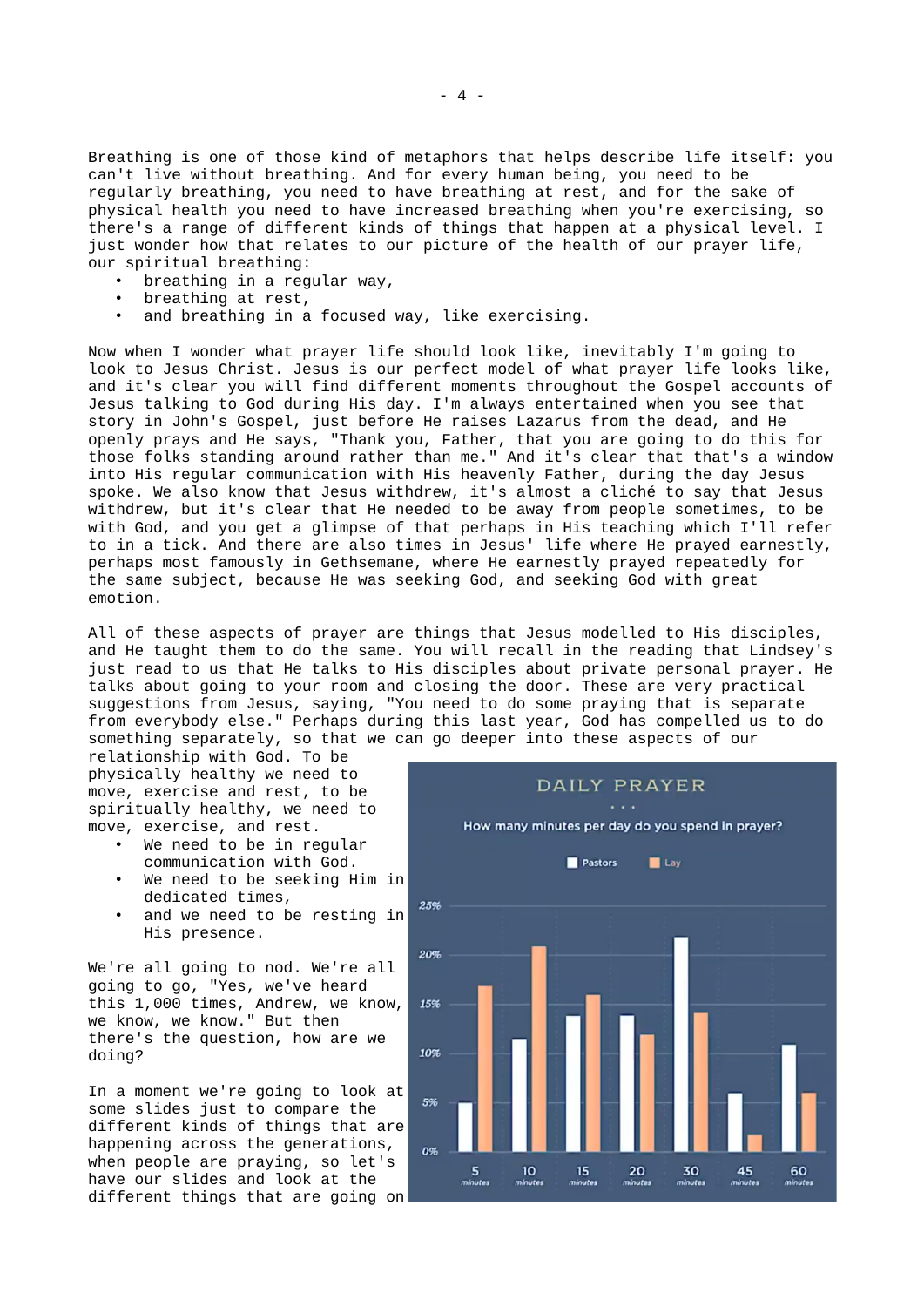Breathing is one of those kind of metaphors that helps describe life itself: you can't live without breathing. And for every human being, you need to be regularly breathing, you need to have breathing at rest, and for the sake of physical health you need to have increased breathing when you're exercising, so there's a range of different kinds of things that happen at a physical level. I just wonder how that relates to our picture of the health of our prayer life, our spiritual breathing:

- breathing in a regular way,
- breathing at rest,
- and breathing in a focused way, like exercising.

Now when I wonder what prayer life should look like, inevitably I'm going to look to Jesus Christ. Jesus is our perfect model of what prayer life looks like, and it's clear you will find different moments throughout the Gospel accounts of Jesus talking to God during His day. I'm always entertained when you see that story in John's Gospel, just before He raises Lazarus from the dead, and He openly prays and He says, "Thank you, Father, that you are going to do this for those folks standing around rather than me." And it's clear that that's a window into His regular communication with His heavenly Father, during the day Jesus spoke. We also know that Jesus withdrew, it's almost a cliché to say that Jesus withdrew, but it's clear that He needed to be away from people sometimes, to be with God, and you get a glimpse of that perhaps in His teaching which I'll refer to in a tick. And there are also times in Jesus' life where He prayed earnestly, perhaps most famously in Gethsemane, where He earnestly prayed repeatedly for the same subject, because He was seeking God, and seeking God with great emotion.

All of these aspects of prayer are things that Jesus modelled to His disciples, and He taught them to do the same. You will recall in the reading that Lindsey's just read to us that He talks to His disciples about private personal prayer. He talks about going to your room and closing the door. These are very practical suggestions from Jesus, saying, "You need to do some praying that is separate from everybody else." Perhaps during this last year, God has compelled us to do something separately, so that we can go deeper into these aspects of our relationship with God. To be physically healthy we need to move, exercise and rest, to be spiritually healthy, we need to move, exercise, and rest.

- We need to be in regular communication with God.
- We need to be seeking Him in dedicated times,
- and we need to be resting in His presence.

We're all going to nod. We're all going to go, "Yes, we've heard this 1,000 times, Andrew, we know, we know, we know." But then there's the question, how are we doing?

In a moment we're going to look at some slides just to compare the different kinds of things that are happening across the generations, when people are praying, so let's have our slides and look at the different things that are going on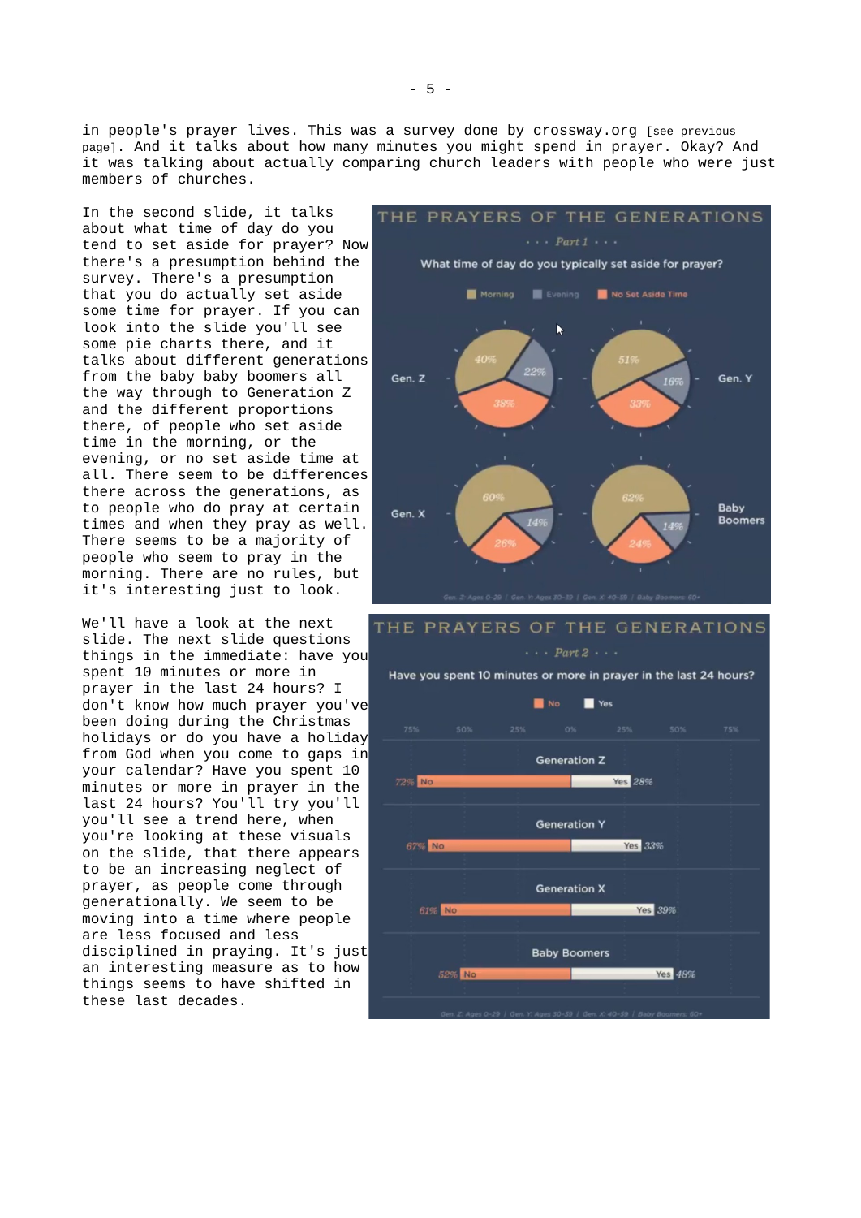in people's prayer lives. This was a survey done by crossway.org [see previous page]. And it talks about how many minutes you might spend in prayer. Okay? And it was talking about actually comparing church leaders with people who were just members of churches.

In the second slide, it talks about what time of day do you tend to set aside for prayer? Now there's a presumption behind the survey. There's a presumption that you do actually set aside some time for prayer. If you can look into the slide you'll see some pie charts there, and it talks about different generations from the baby baby boomers all the way through to Generation Z and the different proportions there, of people who set aside time in the morning, or the evening, or no set aside time at all. There seem to be differences there across the generations, as to people who do pray at certain times and when they pray as well. There seems to be a majority of people who seem to pray in the morning. There are no rules, but it's interesting just to look.

We'll have a look at the next slide. The next slide questions things in the immediate: have you spent 10 minutes or more in prayer in the last 24 hours? I don't know how much prayer you've been doing during the Christmas holidays or do you have a holiday from God when you come to gaps in your calendar? Have you spent 10 minutes or more in prayer in the last 24 hours? You'll try you'll you'll see a trend here, when you're looking at these visuals on the slide, that there appears to be an increasing neglect of prayer, as people come through generationally. We seem to be moving into a time where people are less focused and less disciplined in praying. It's just an interesting measure as to how things seems to have shifted in these last decades.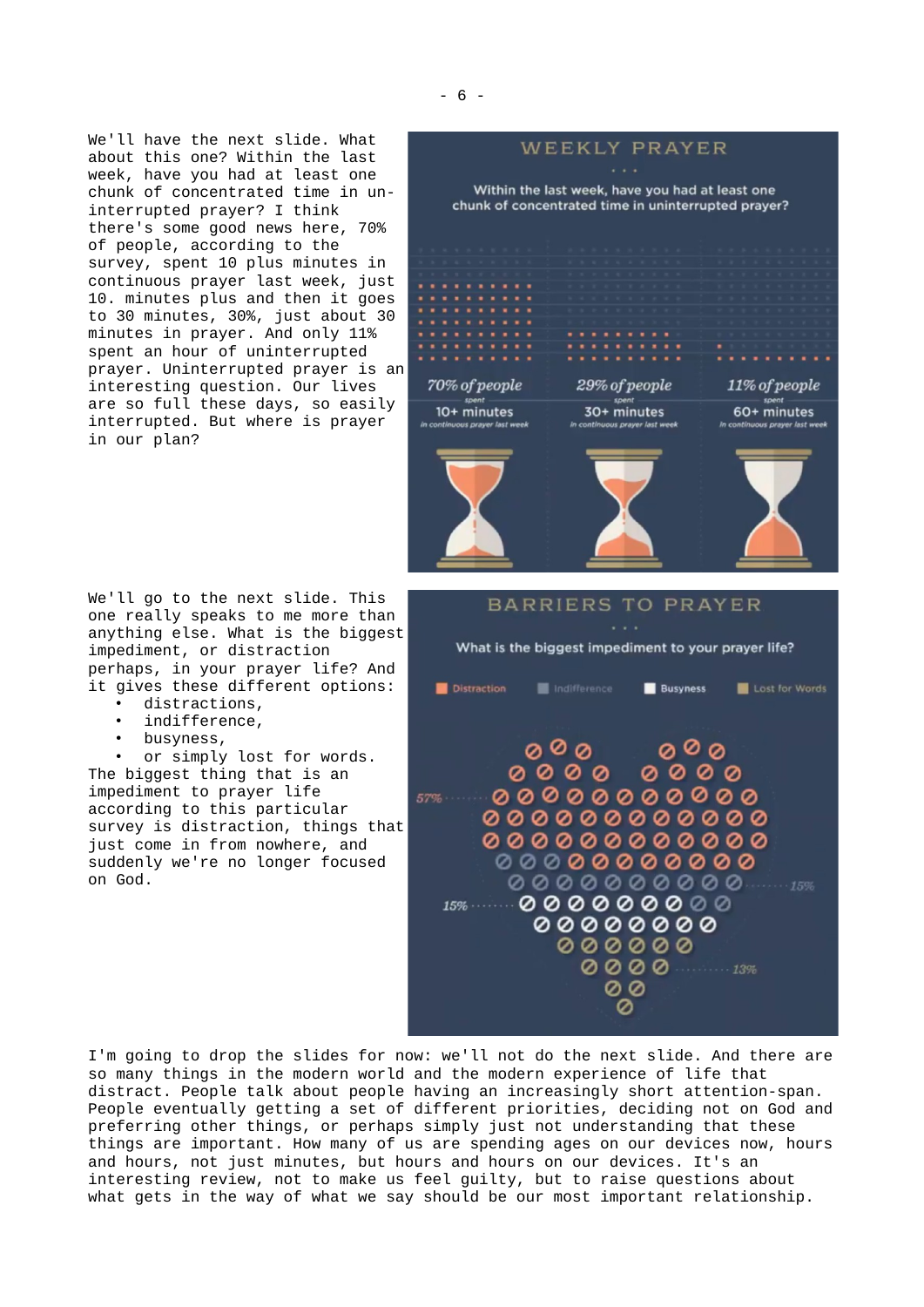We'll have the next slide. What about this one? Within the last week, have you had at least one chunk of concentrated time in un-interrupted prayer? I think there's some good news here, 70% of people, according to the survey, spent 10 plus minutes in continuous prayer last week, just 10. minutes plus and then it goes to 30 minutes, 30%, just about 30 minutes in prayer. And only 11% spent an hour of uninterrupted prayer. Uninterrupted prayer is an interesting question. Our lives are so full these days, so easily interrupted. But where is prayer in our plan?

WEEKLY PRAYER

Within the last week, have you had at least one chunk of concentrated time in uninterrupted prayer?

*70% of people* spent 10+ minutes in continuous prayer last week

*29% of people* spent 30+ minutes in continuous prayer last week

*11% of people* spent 60+ minutes in continuous prayer last week

We'll go to the next slide. This one really speaks to me more than anything else. What is the biggest impediment, or distraction perhaps, in your prayer life? And it gives these different options:

- distractions,
- indifference,
- busyness,
- or simply lost for words.

The biggest thing that is an impediment to prayer life according to this particular survey is distraction, things that just come in from nowhere, and suddenly we're no longer focused on God.

BARRIERS TO PRAYER

What is the biggest impediment to your prayer life?

Distraction 57% · Indifference 15% · Busyness 15% · Lost for Words 13%

I'm going to drop the slides for now: we'll not do the next slide. And there are so many things in the modern world and the modern experience of life that distract. People talk about people having an increasingly short attention-span. People eventually getting a set of different priorities, deciding not on God and preferring other things, or perhaps simply just not understanding that these things are important. How many of us are spending ages on our devices now, hours and hours, not just minutes, but hours and hours on our devices. It's an interesting review, not to make us feel guilty, but to raise questions about what gets in the way of what we say should be our most important relationship.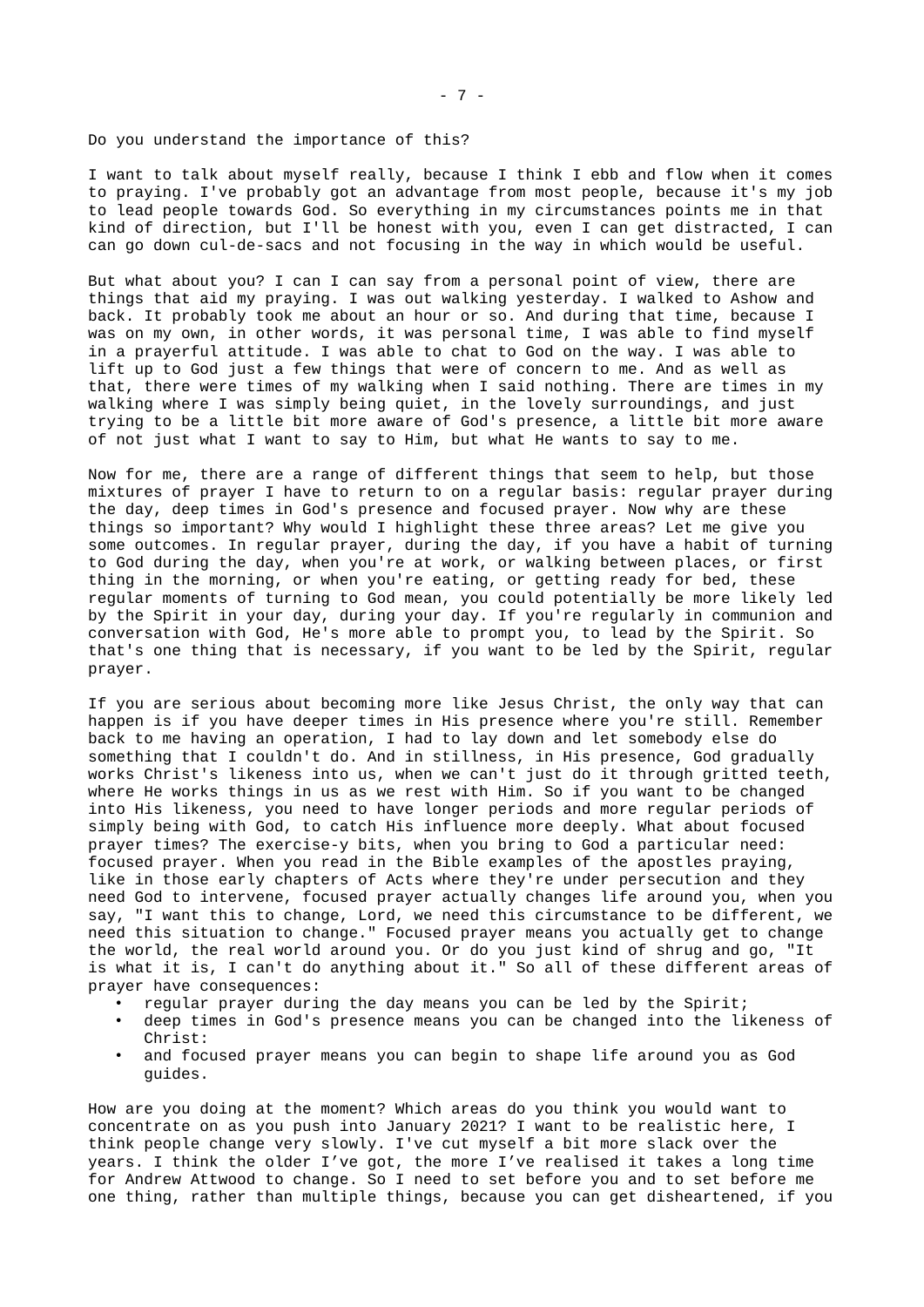Do you understand the importance of this?

I want to talk about myself really, because I think I ebb and flow when it comes to praying. I've probably got an advantage from most people, because it's my job to lead people towards God. So everything in my circumstances points me in that kind of direction, but I'll be honest with you, even I can get distracted, I can can go down cul-de-sacs and not focusing in the way in which would be useful.

But what about you? I can I can say from a personal point of view, there are things that aid my praying. I was out walking yesterday. I walked to Ashow and back. It probably took me about an hour or so. And during that time, because I was on my own, in other words, it was personal time, I was able to find myself in a prayerful attitude. I was able to chat to God on the way. I was able to lift up to God just a few things that were of concern to me. And as well as that, there were times of my walking when I said nothing. There are times in my walking where I was simply being quiet, in the lovely surroundings, and just trying to be a little bit more aware of God's presence, a little bit more aware of not just what I want to say to Him, but what He wants to say to me.

Now for me, there are a range of different things that seem to help, but those mixtures of prayer I have to return to on a regular basis: regular prayer during the day, deep times in God's presence and focused prayer. Now why are these things so important? Why would I highlight these three areas? Let me give you some outcomes. In regular prayer, during the day, if you have a habit of turning to God during the day, when you're at work, or walking between places, or first thing in the morning, or when you're eating, or getting ready for bed, these regular moments of turning to God mean, you could potentially be more likely led by the Spirit in your day, during your day. If you're regularly in communion and conversation with God, He's more able to prompt you, to lead by the Spirit. So that's one thing that is necessary, if you want to be led by the Spirit, regular prayer.

If you are serious about becoming more like Jesus Christ, the only way that can happen is if you have deeper times in His presence where you're still. Remember back to me having an operation, I had to lay down and let somebody else do something that I couldn't do. And in stillness, in His presence, God gradually works Christ's likeness into us, when we can't just do it through gritted teeth, where He works things in us as we rest with Him. So if you want to be changed into His likeness, you need to have longer periods and more regular periods of simply being with God, to catch His influence more deeply. What about focused prayer times? The exercise-y bits, when you bring to God a particular need: focused prayer. When you read in the Bible examples of the apostles praying, like in those early chapters of Acts where they're under persecution and they need God to intervene, focused prayer actually changes life around you, when you say, "I want this to change, Lord, we need this circumstance to be different, we need this situation to change." Focused prayer means you actually get to change the world, the real world around you. Or do you just kind of shrug and go, "It is what it is, I can't do anything about it." So all of these different areas of prayer have consequences:

- regular prayer during the day means you can be led by the Spirit;
- deep times in God's presence means you can be changed into the likeness of Christ:
- and focused prayer means you can begin to shape life around you as God guides.

How are you doing at the moment? Which areas do you think you would want to concentrate on as you push into January 2021? I want to be realistic here, I think people change very slowly. I've cut myself a bit more slack over the years. I think the older I've got, the more I've realised it takes a long time for Andrew Attwood to change. So I need to set before you and to set before me one thing, rather than multiple things, because you can get disheartened, if you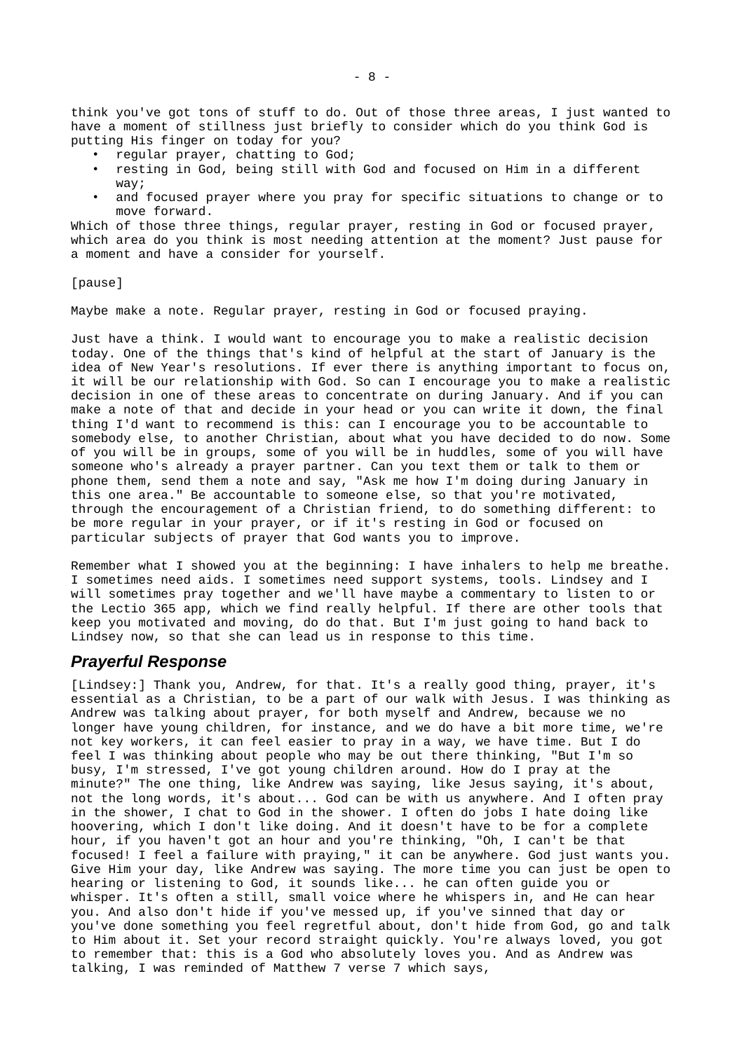think you've got tons of stuff to do. Out of those three areas, I just wanted to have a moment of stillness just briefly to consider which do you think God is putting His finger on today for you?

- regular prayer, chatting to God;
- resting in God, being still with God and focused on Him in a different way;
- and focused prayer where you pray for specific situations to change or to move forward.

Which of those three things, regular prayer, resting in God or focused prayer, which area do you think is most needing attention at the moment? Just pause for a moment and have a consider for yourself.

[pause]

Maybe make a note. Regular prayer, resting in God or focused praying.

Just have a think. I would want to encourage you to make a realistic decision today. One of the things that's kind of helpful at the start of January is the idea of New Year's resolutions. If ever there is anything important to focus on, it will be our relationship with God. So can I encourage you to make a realistic decision in one of these areas to concentrate on during January. And if you can make a note of that and decide in your head or you can write it down, the final thing I'd want to recommend is this: can I encourage you to be accountable to somebody else, to another Christian, about what you have decided to do now. Some of you will be in groups, some of you will be in huddles, some of you will have someone who's already a prayer partner. Can you text them or talk to them or phone them, send them a note and say, "Ask me how I'm doing during January in this one area." Be accountable to someone else, so that you're motivated, through the encouragement of a Christian friend, to do something different: to be more regular in your prayer, or if it's resting in God or focused on particular subjects of prayer that God wants you to improve.

Remember what I showed you at the beginning: I have inhalers to help me breathe. I sometimes need aids. I sometimes need support systems, tools. Lindsey and I will sometimes pray together and we'll have maybe a commentary to listen to or the Lectio 365 app, which we find really helpful. If there are other tools that keep you motivated and moving, do do that. But I'm just going to hand back to Lindsey now, so that she can lead us in response to this time.

## Prayerful Response

[Lindsey:] Thank you, Andrew, for that. It's a really good thing, prayer, it's essential as a Christian, to be a part of our walk with Jesus. I was thinking as Andrew was talking about prayer, for both myself and Andrew, because we no longer have young children, for instance, and we do have a bit more time, we're not key workers, it can feel easier to pray in a way, we have time. But I do feel I was thinking about people who may be out there thinking, "But I'm so busy, I'm stressed, I've got young children around. How do I pray at the minute?" The one thing, like Andrew was saying, like Jesus saying, it's about, not the long words, it's about... God can be with us anywhere. And I often pray in the shower, I chat to God in the shower. I often do jobs I hate doing like hoovering, which I don't like doing. And it doesn't have to be for a complete hour, if you haven't got an hour and you're thinking, "Oh, I can't be that focused! I feel a failure with praying," it can be anywhere. God just wants you. Give Him your day, like Andrew was saying. The more time you can just be open to hearing or listening to God, it sounds like... he can often guide you or whisper. It's often a still, small voice where he whispers in, and He can hear you. And also don't hide if you've messed up, if you've sinned that day or you've done something you feel regretful about, don't hide from God, go and talk to Him about it. Set your record straight quickly. You're always loved, you got to remember that: this is a God who absolutely loves you. And as Andrew was talking, I was reminded of Matthew 7 verse 7 which says,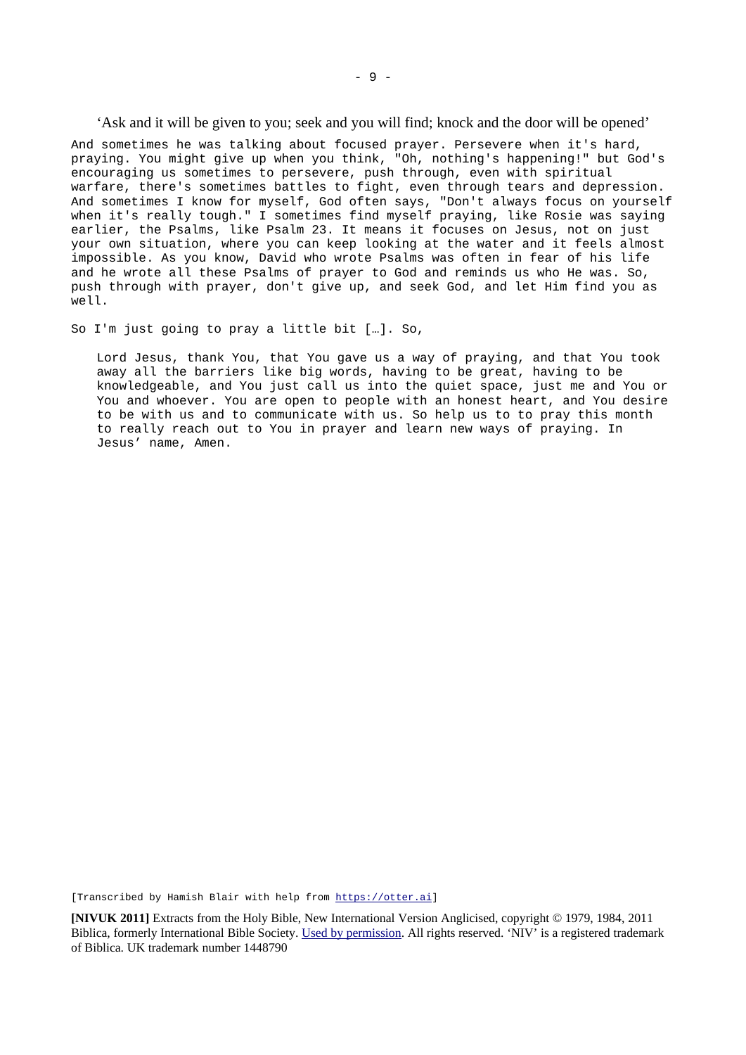‘Ask and it will be given to you; seek and you will find; knock and the door will be opened’

And sometimes he was talking about focused prayer. Persevere when it's hard, praying. You might give up when you think, "Oh, nothing's happening!" but God's encouraging us sometimes to persevere, push through, even with spiritual warfare, there's sometimes battles to fight, even through tears and depression. And sometimes I know for myself, God often says, "Don't always focus on yourself when it's really tough." I sometimes find myself praying, like Rosie was saying earlier, the Psalms, like Psalm 23. It means it focuses on Jesus, not on just your own situation, where you can keep looking at the water and it feels almost impossible. As you know, David who wrote Psalms was often in fear of his life and he wrote all these Psalms of prayer to God and reminds us who He was. So, push through with prayer, don't give up, and seek God, and let Him find you as well.

So I'm just going to pray a little bit […]. So,

> Lord Jesus, thank You, that You gave us a way of praying, and that You took away all the barriers like big words, having to be great, having to be knowledgeable, and You just call us into the quiet space, just me and You or You and whoever. You are open to people with an honest heart, and You desire to be with us and to communicate with us. So help us to to pray this month to really reach out to You in prayer and learn new ways of praying. In Jesus’ name, Amen.

[Transcribed by Hamish Blair with help from https://otter.ai]

**[NIVUK 2011]** Extracts from the Holy Bible, New International Version Anglicised, copyright © 1979, 1984, 2011 Biblica, formerly International Bible Society. Used by permission. All rights reserved. ‘NIV’ is a registered trademark of Biblica. UK trademark number 1448790